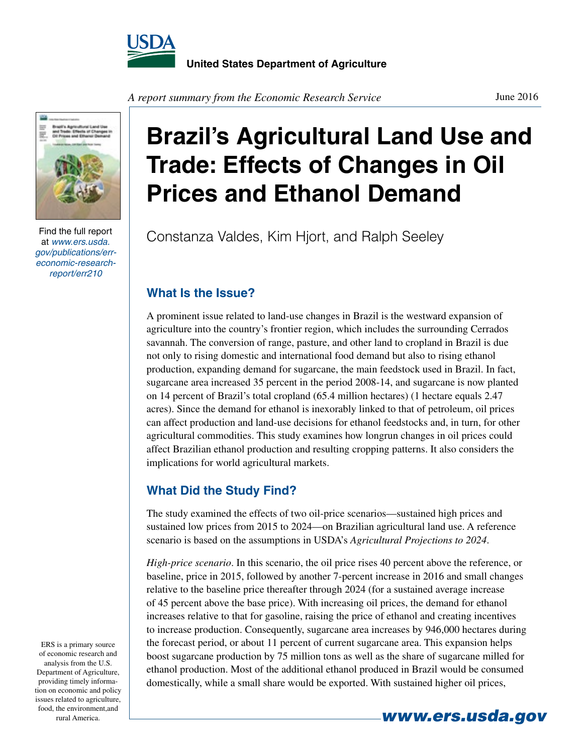United States Department of Agriculture

*A report summary from the Economic Research Service*

June 2016

# Brazil's Agricultural Land Use and Trade: Effects of Changes in Oil Prices and Ethanol Demand

Constanza Valdes, Kim Hjort, and Ralph Seeley

Find the full report at *www.ers.usda.gov/publications/err-economic-research-report/err210*

## What Is the Issue?

A prominent issue related to land-use changes in Brazil is the westward expansion of agriculture into the country's frontier region, which includes the surrounding Cerrados savannah. The conversion of range, pasture, and other land to cropland in Brazil is due not only to rising domestic and international food demand but also to rising ethanol production, expanding demand for sugarcane, the main feedstock used in Brazil. In fact, sugarcane area increased 35 percent in the period 2008-14, and sugarcane is now planted on 14 percent of Brazil's total cropland (65.4 million hectares) (1 hectare equals 2.47 acres). Since the demand for ethanol is inexorably linked to that of petroleum, oil prices can affect production and land-use decisions for ethanol feedstocks and, in turn, for other agricultural commodities. This study examines how longrun changes in oil prices could affect Brazilian ethanol production and resulting cropping patterns. It also considers the implications for world agricultural markets.

## What Did the Study Find?

The study examined the effects of two oil-price scenarios—sustained high prices and sustained low prices from 2015 to 2024—on Brazilian agricultural land use. A reference scenario is based on the assumptions in USDA's *Agricultural Projections to 2024*.

*High-price scenario*. In this scenario, the oil price rises 40 percent above the reference, or baseline, price in 2015, followed by another 7-percent increase in 2016 and small changes relative to the baseline price thereafter through 2024 (for a sustained average increase of 45 percent above the base price). With increasing oil prices, the demand for ethanol increases relative to that for gasoline, raising the price of ethanol and creating incentives to increase production. Consequently, sugarcane area increases by 946,000 hectares during the forecast period, or about 11 percent of current sugarcane area. This expansion helps boost sugarcane production by 75 million tons as well as the share of sugarcane milled for ethanol production. Most of the additional ethanol produced in Brazil would be consumed domestically, while a small share would be exported. With sustained higher oil prices,

ERS is a primary source of economic research and analysis from the U.S. Department of Agriculture, providing timely information on economic and policy issues related to agriculture, food, the environment,and rural America.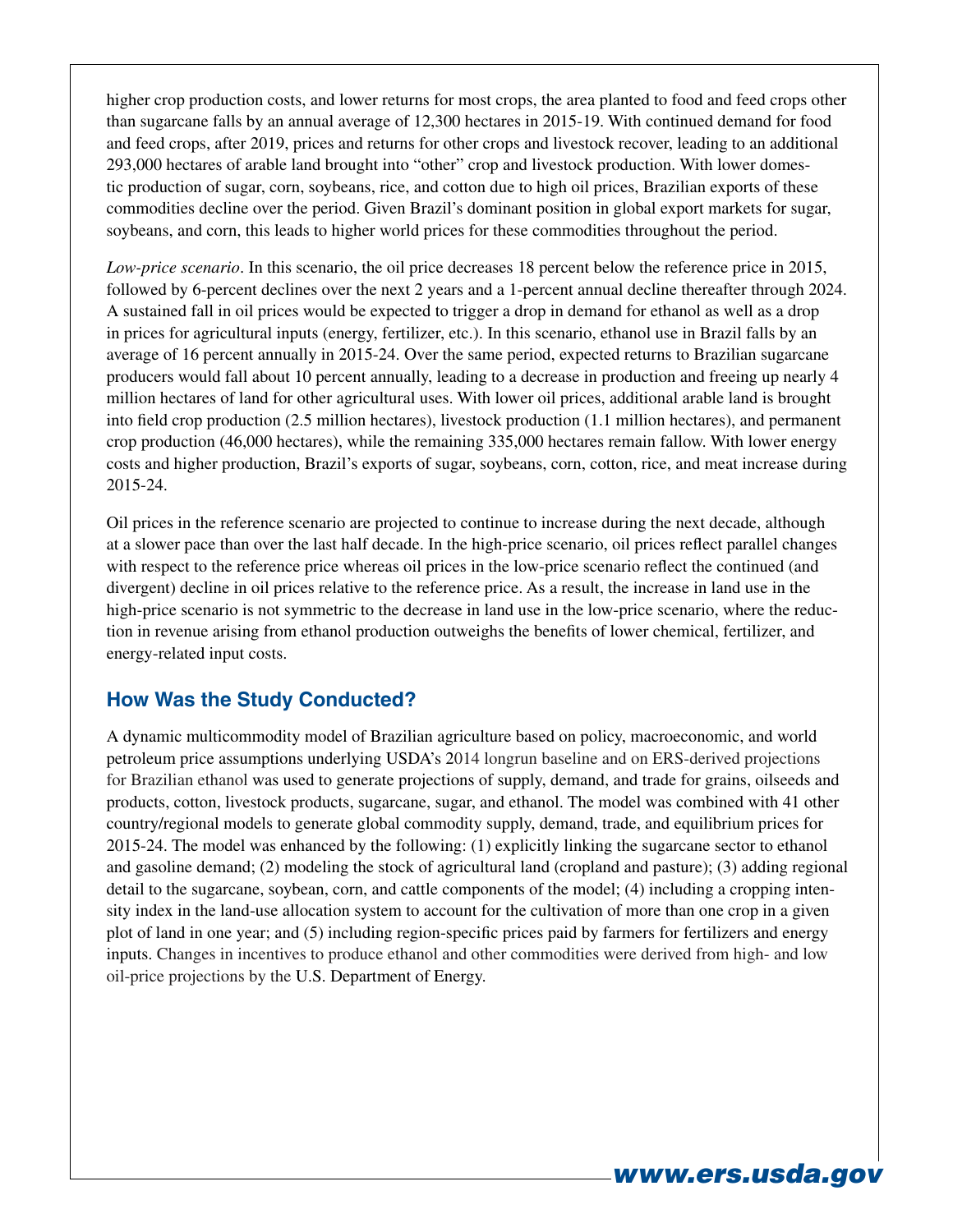higher crop production costs, and lower returns for most crops, the area planted to food and feed crops other than sugarcane falls by an annual average of 12,300 hectares in 2015-19. With continued demand for food and feed crops, after 2019, prices and returns for other crops and livestock recover, leading to an additional 293,000 hectares of arable land brought into "other" crop and livestock production. With lower domestic production of sugar, corn, soybeans, rice, and cotton due to high oil prices, Brazilian exports of these commodities decline over the period. Given Brazil's dominant position in global export markets for sugar, soybeans, and corn, this leads to higher world prices for these commodities throughout the period.

*Low-price scenario*. In this scenario, the oil price decreases 18 percent below the reference price in 2015, followed by 6-percent declines over the next 2 years and a 1-percent annual decline thereafter through 2024. A sustained fall in oil prices would be expected to trigger a drop in demand for ethanol as well as a drop in prices for agricultural inputs (energy, fertilizer, etc.). In this scenario, ethanol use in Brazil falls by an average of 16 percent annually in 2015-24. Over the same period, expected returns to Brazilian sugarcane producers would fall about 10 percent annually, leading to a decrease in production and freeing up nearly 4 million hectares of land for other agricultural uses. With lower oil prices, additional arable land is brought into field crop production (2.5 million hectares), livestock production (1.1 million hectares), and permanent crop production (46,000 hectares), while the remaining 335,000 hectares remain fallow. With lower energy costs and higher production, Brazil's exports of sugar, soybeans, corn, cotton, rice, and meat increase during 2015-24.

Oil prices in the reference scenario are projected to continue to increase during the next decade, although at a slower pace than over the last half decade. In the high-price scenario, oil prices reflect parallel changes with respect to the reference price whereas oil prices in the low-price scenario reflect the continued (and divergent) decline in oil prices relative to the reference price. As a result, the increase in land use in the high-price scenario is not symmetric to the decrease in land use in the low-price scenario, where the reduction in revenue arising from ethanol production outweighs the benefits of lower chemical, fertilizer, and energy-related input costs.

## How Was the Study Conducted?

A dynamic multicommodity model of Brazilian agriculture based on policy, macroeconomic, and world petroleum price assumptions underlying USDA's 2014 longrun baseline and on ERS-derived projections for Brazilian ethanol was used to generate projections of supply, demand, and trade for grains, oilseeds and products, cotton, livestock products, sugarcane, sugar, and ethanol. The model was combined with 41 other country/regional models to generate global commodity supply, demand, trade, and equilibrium prices for 2015-24. The model was enhanced by the following: (1) explicitly linking the sugarcane sector to ethanol and gasoline demand; (2) modeling the stock of agricultural land (cropland and pasture); (3) adding regional detail to the sugarcane, soybean, corn, and cattle components of the model; (4) including a cropping intensity index in the land-use allocation system to account for the cultivation of more than one crop in a given plot of land in one year; and (5) including region-specific prices paid by farmers for fertilizers and energy inputs. Changes in incentives to produce ethanol and other commodities were derived from high- and low oil-price projections by the U.S. Department of Energy.